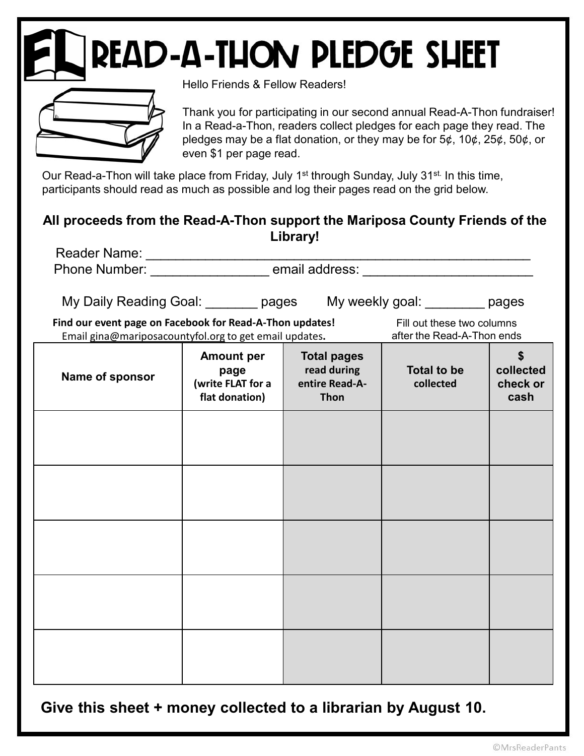# FL READ-A-THON PLEDGE SHEET

Hello Friends & Fellow Readers!

Thank you for participating in our second annual Read-A-Thon fundraiser! In a Read-a-Thon, readers collect pledges for each page they read. The pledges may be a flat donation, or they may be for 5¢, 10¢, 25¢, 50¢, or even $1 per page read.

Our Read-a-Thon will take place from Friday, July 1st through Sunday, July 31st. In this time, participants should read as much as possible and log their pages read on the grid below.

**All proceeds from the Read-A-Thon support the Mariposa County Friends of the Library!**

Reader Name: ____________________________________________

Phone Number: _______________ email address: ______________________

My Daily Reading Goal: _______ pages     My weekly goal: ________ pages

**Find our event page on Facebook for Read-A-Thon updates!**
Email gina@mariposacountyfol.org to get email updates.

Fill out these two columns after the Read-A-Thon ends

| Name of sponsor | Amount per page (write FLAT for a flat donation) | Total pages read during entire Read-A-Thon | Total to be collected | $ collected check or cash |
|---|---|---|---|---|
| | | | | |
| | | | | |
| | | | | |
| | | | | |
| | | | | |

**Give this sheet + money collected to a librarian by August 10.**

©MrsReaderPants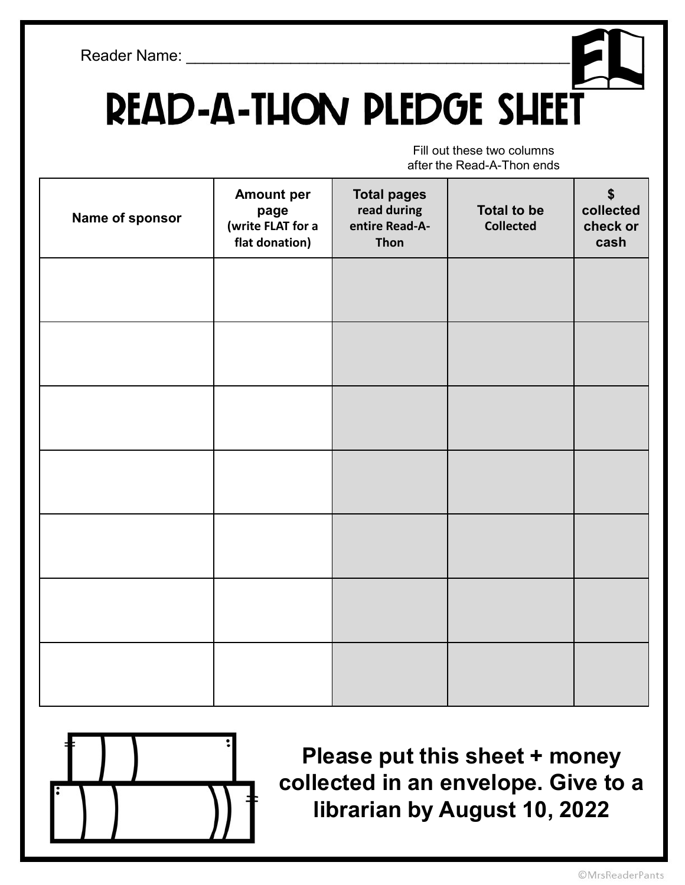Reader Name: ___________________________________________

# READ-A-THON PLEDGE SHEET

Fill out these two columns after the Read-A-Thon ends

| Name of sponsor | Amount per page (write FLAT for a flat donation) | Total pages read during entire Read-A-Thon | Total to be Collected | $ collected check or cash |
|---|---|---|---|---|
| | | | | |
| | | | | |
| | | | | |
| | | | | |
| | | | | |
| | | | | |
| | | | | |

**Please put this sheet + money collected in an envelope. Give to a librarian by August 10, 2022**

©MrsReaderPants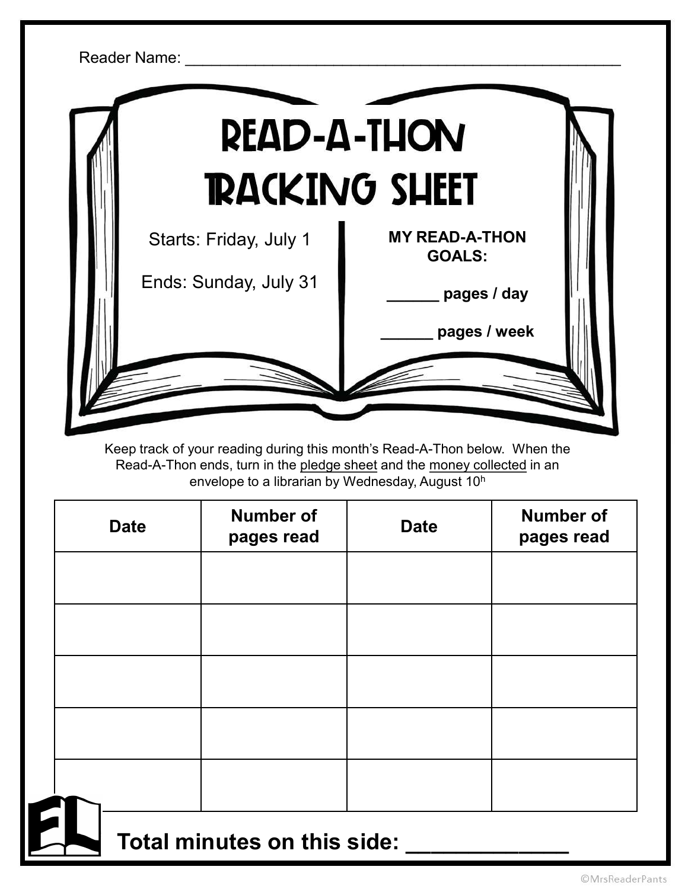Reader Name: ___________________________________________________

# READ-A-THON TRACKING SHEET

Starts: Friday, July 1

Ends: Sunday, July 31

**MY READ-A-THON GOALS:**

**______ pages / day**

**______ pages / week**

Keep track of your reading during this month's Read-A-Thon below. When the Read-A-Thon ends, turn in the pledge sheet and the money collected in an envelope to a librarian by Wednesday, August 10h

| Date | Number of pages read | Date | Number of pages read |
|---|---|---|---|
| | | | |
| | | | |
| | | | |
| | | | |
| | | | |

**Total minutes on this side: ____________**

©MrsReaderPants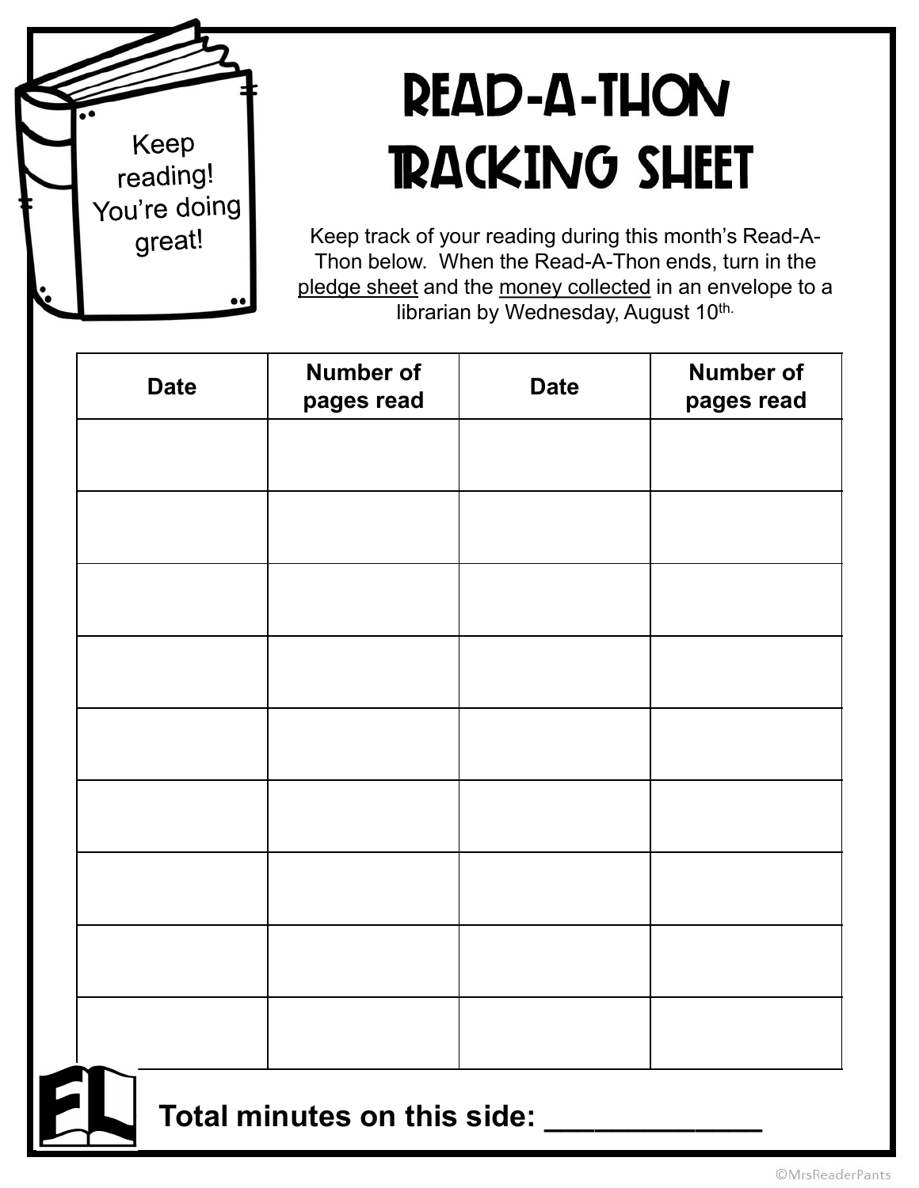Keep reading! You're doing great!

# READ-A-THON TRACKING SHEET

Keep track of your reading during this month's Read-A-Thon below. When the Read-A-Thon ends, turn in the pledge sheet and the money collected in an envelope to a librarian by Wednesday, August 10th.

| Date | Number of pages read | Date | Number of pages read |
| --- | --- | --- | --- |
| | | | |
| | | | |
| | | | |
| | | | |
| | | | |
| | | | |
| | | | |
| | | | |
| | | | |

**Total minutes on this side: ____________**

©MrsReaderPants